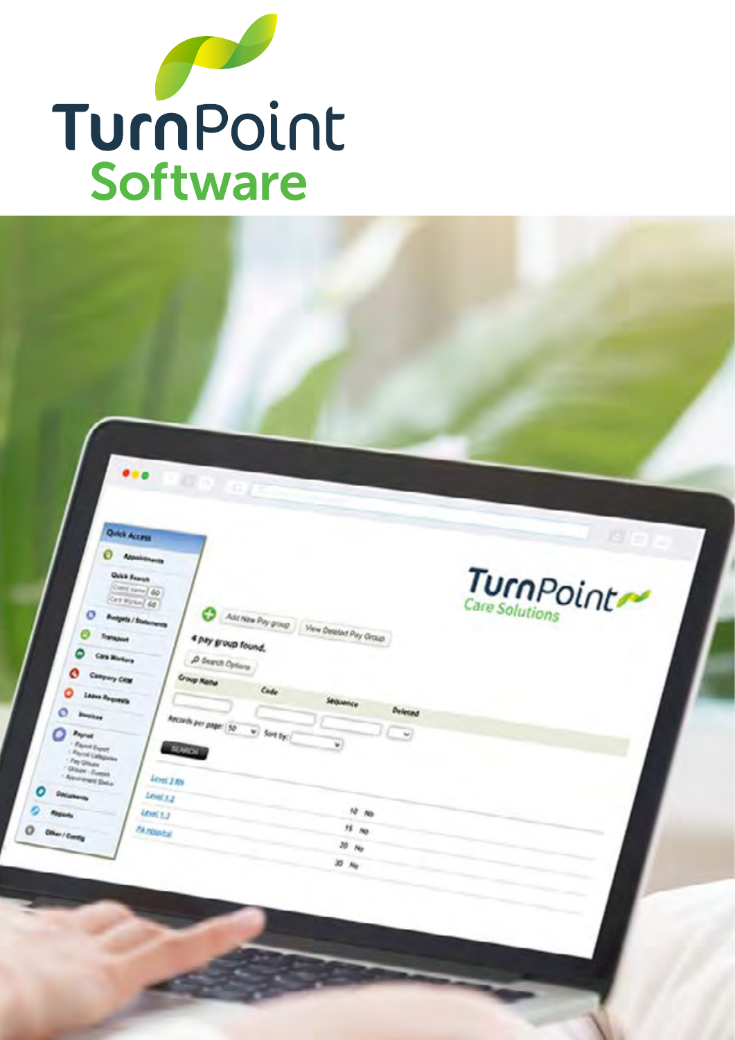# TurnPoint Software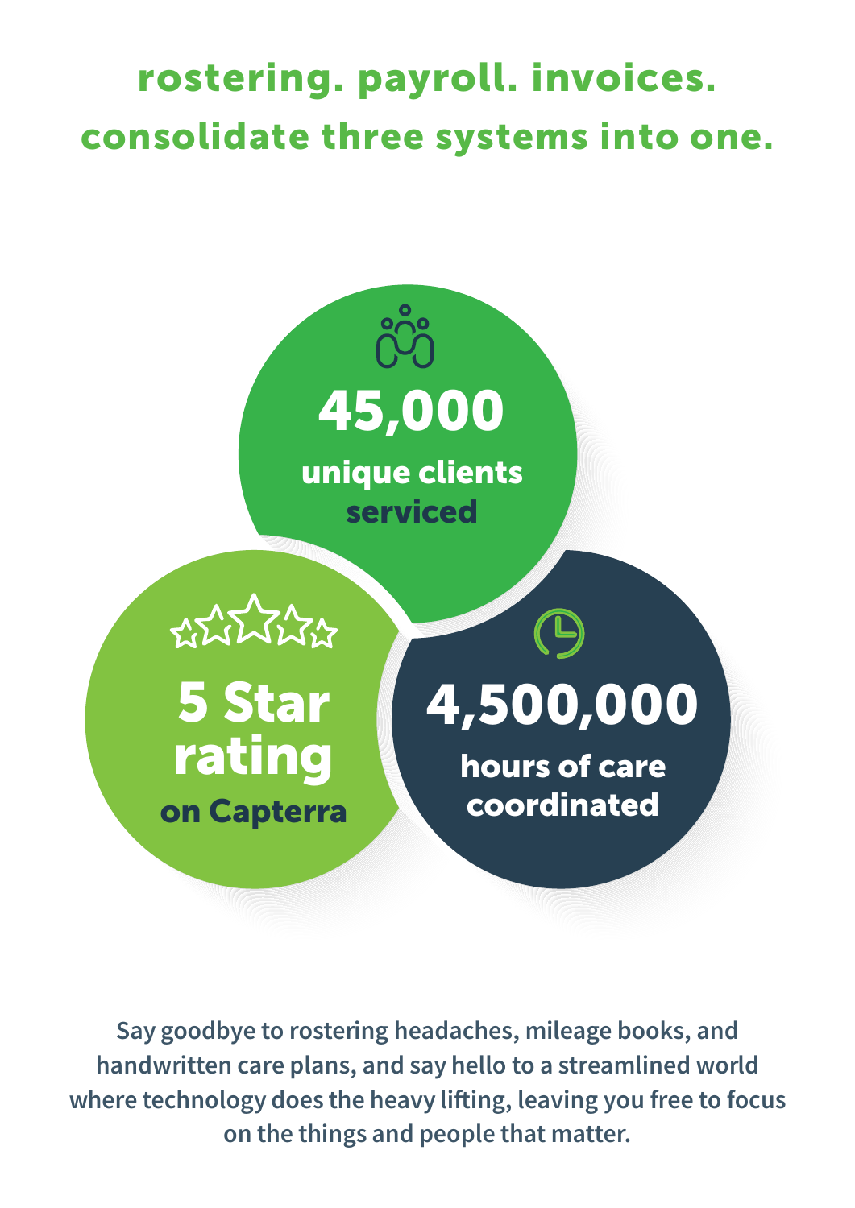## rostering. payroll. invoices. consolidate three systems into one.

**45,000**
unique clients serviced

**5 Star rating**
on Capterra

**4,500,000**
hours of care coordinated

Say goodbye to rostering headaches, mileage books, and handwritten care plans, and say hello to a streamlined world where technology does the heavy lifting, leaving you free to focus on the things and people that matter.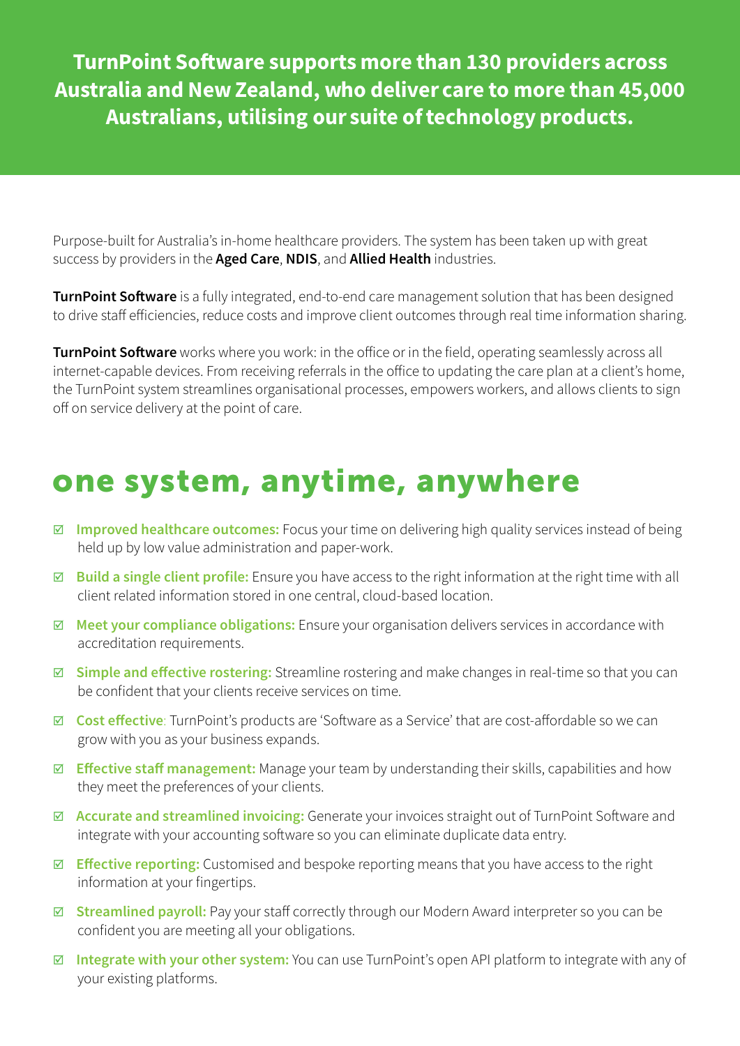**TurnPoint Software supports more than 130 providers across Australia and New Zealand, who deliver care to more than 45,000 Australians, utilising our suite of technology products.**

Purpose-built for Australia's in-home healthcare providers. The system has been taken up with great success by providers in the **Aged Care**, **NDIS**, and **Allied Health** industries.

**TurnPoint Software** is a fully integrated, end-to-end care management solution that has been designed to drive staff efficiencies, reduce costs and improve client outcomes through real time information sharing.

**TurnPoint Software** works where you work: in the office or in the field, operating seamlessly across all internet-capable devices. From receiving referrals in the office to updating the care plan at a client's home, the TurnPoint system streamlines organisational processes, empowers workers, and allows clients to sign off on service delivery at the point of care.

## one system, anytime, anywhere

- ☑ **Improved healthcare outcomes:** Focus your time on delivering high quality services instead of being held up by low value administration and paper-work.
- ☑ **Build a single client profile:** Ensure you have access to the right information at the right time with all client related information stored in one central, cloud-based location.
- ☑ **Meet your compliance obligations:** Ensure your organisation delivers services in accordance with accreditation requirements.
- ☑ **Simple and effective rostering:** Streamline rostering and make changes in real-time so that you can be confident that your clients receive services on time.
- ☑ **Cost effective**: TurnPoint's products are 'Software as a Service' that are cost-affordable so we can grow with you as your business expands.
- ☑ **Effective staff management:** Manage your team by understanding their skills, capabilities and how they meet the preferences of your clients.
- ☑ **Accurate and streamlined invoicing:** Generate your invoices straight out of TurnPoint Software and integrate with your accounting software so you can eliminate duplicate data entry.
- ☑ **Effective reporting:** Customised and bespoke reporting means that you have access to the right information at your fingertips.
- ☑ **Streamlined payroll:** Pay your staff correctly through our Modern Award interpreter so you can be confident you are meeting all your obligations.
- ☑ **Integrate with your other system:** You can use TurnPoint's open API platform to integrate with any of your existing platforms.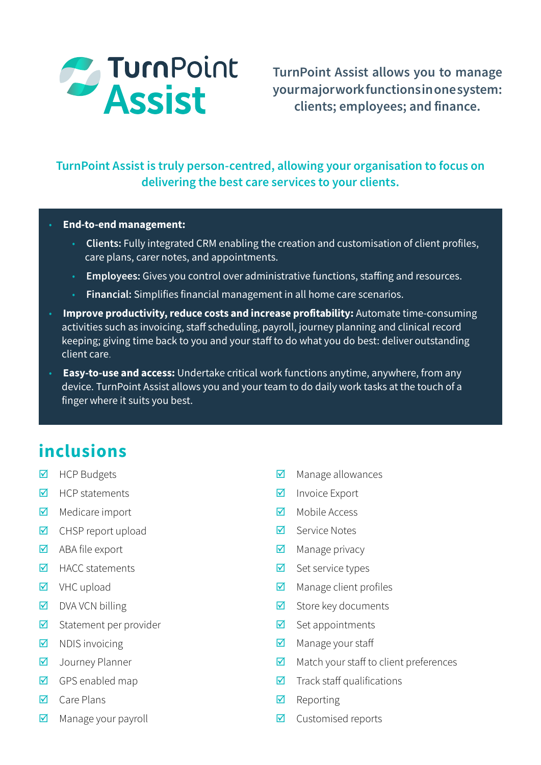# TurnPoint Assist

**TurnPoint Assist allows you to manage your major work functions in one system: clients; employees; and finance.**

**TurnPoint Assist is truly person-centred, allowing your organisation to focus on delivering the best care services to your clients.**

- **End-to-end management:**
  - **Clients:** Fully integrated CRM enabling the creation and customisation of client profiles, care plans, carer notes, and appointments.
  - **Employees:** Gives you control over administrative functions, staffing and resources.
  - **Financial:** Simplifies financial management in all home care scenarios.
- **Improve productivity, reduce costs and increase profitability:** Automate time-consuming activities such as invoicing, staff scheduling, payroll, journey planning and clinical record keeping; giving time back to you and your staff to do what you do best: deliver outstanding client care.
- **Easy-to-use and access:** Undertake critical work functions anytime, anywhere, from any device. TurnPoint Assist allows you and your team to do daily work tasks at the touch of a finger where it suits you best.

## inclusions

- ☑ HCP Budgets
- ☑ HCP statements
- ☑ Medicare import
- ☑ CHSP report upload
- ☑ ABA file export
- ☑ HACC statements
- ☑ VHC upload
- ☑ DVA VCN billing
- ☑ Statement per provider
- ☑ NDIS invoicing
- ☑ Journey Planner
- ☑ GPS enabled map
- ☑ Care Plans
- ☑ Manage your payroll
- ☑ Manage allowances
- ☑ Invoice Export
- ☑ Mobile Access
- ☑ Service Notes
- ☑ Manage privacy
- ☑ Set service types
- ☑ Manage client profiles
- ☑ Store key documents
- ☑ Set appointments
- ☑ Manage your staff
- ☑ Match your staff to client preferences
- ☑ Track staff qualifications
- ☑ Reporting
- ☑ Customised reports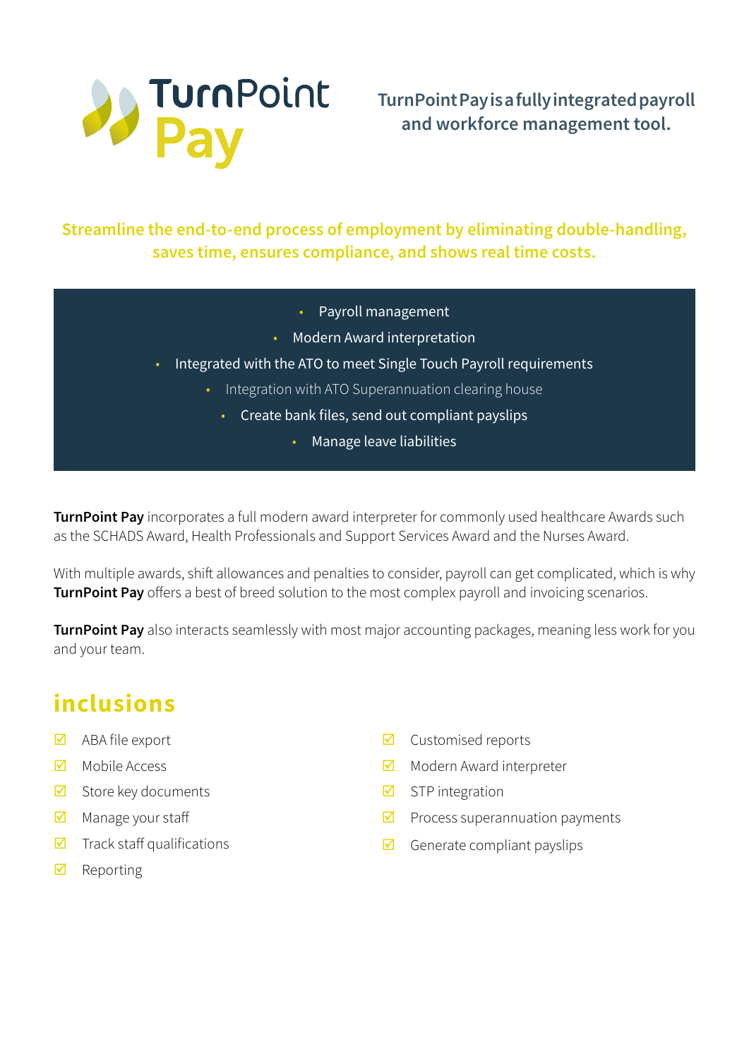# TurnPoint Pay

**TurnPoint Pay is a fully integrated payroll and workforce management tool.**

**Streamline the end-to-end process of employment by eliminating double-handling, saves time, ensures compliance, and shows real time costs.**

- Payroll management
- Modern Award interpretation
- Integrated with the ATO to meet Single Touch Payroll requirements
- Integration with ATO Superannuation clearing house
- Create bank files, send out compliant payslips
- Manage leave liabilities

**TurnPoint Pay** incorporates a full modern award interpreter for commonly used healthcare Awards such as the SCHADS Award, Health Professionals and Support Services Award and the Nurses Award.

With multiple awards, shift allowances and penalties to consider, payroll can get complicated, which is why **TurnPoint Pay** offers a best of breed solution to the most complex payroll and invoicing scenarios.

**TurnPoint Pay** also interacts seamlessly with most major accounting packages, meaning less work for you and your team.

## inclusions

- ☑ ABA file export
- ☑ Mobile Access
- ☑ Store key documents
- ☑ Manage your staff
- ☑ Track staff qualifications
- ☑ Reporting
- ☑ Customised reports
- ☑ Modern Award interpreter
- ☑ STP integration
- ☑ Process superannuation payments
- ☑ Generate compliant payslips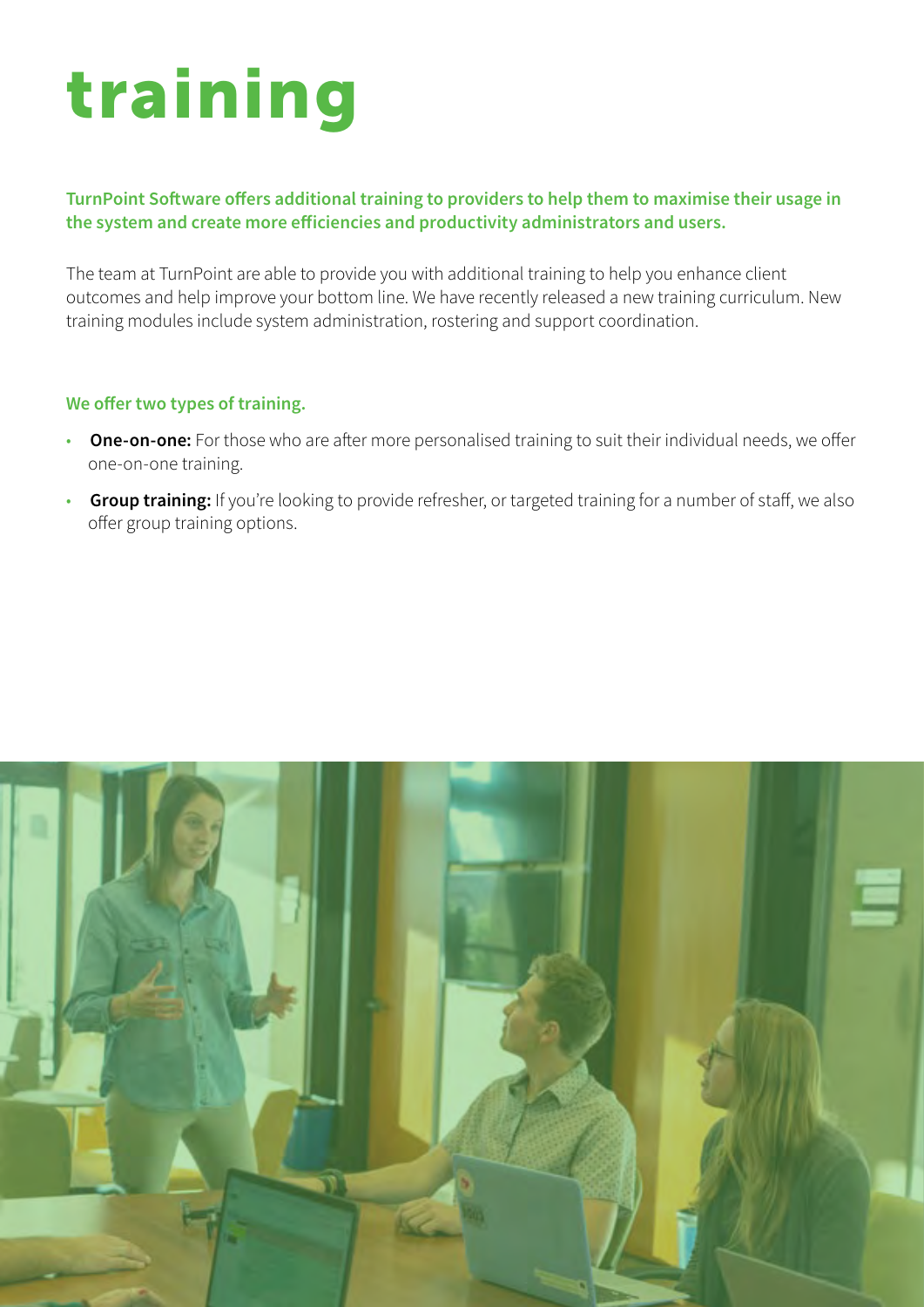# training

**TurnPoint Software offers additional training to providers to help them to maximise their usage in the system and create more efficiencies and productivity administrators and users.**

The team at TurnPoint are able to provide you with additional training to help you enhance client outcomes and help improve your bottom line. We have recently released a new training curriculum. New training modules include system administration, rostering and support coordination.

**We offer two types of training.**

- **One-on-one:** For those who are after more personalised training to suit their individual needs, we offer one-on-one training.
- **Group training:** If you're looking to provide refresher, or targeted training for a number of staff, we also offer group training options.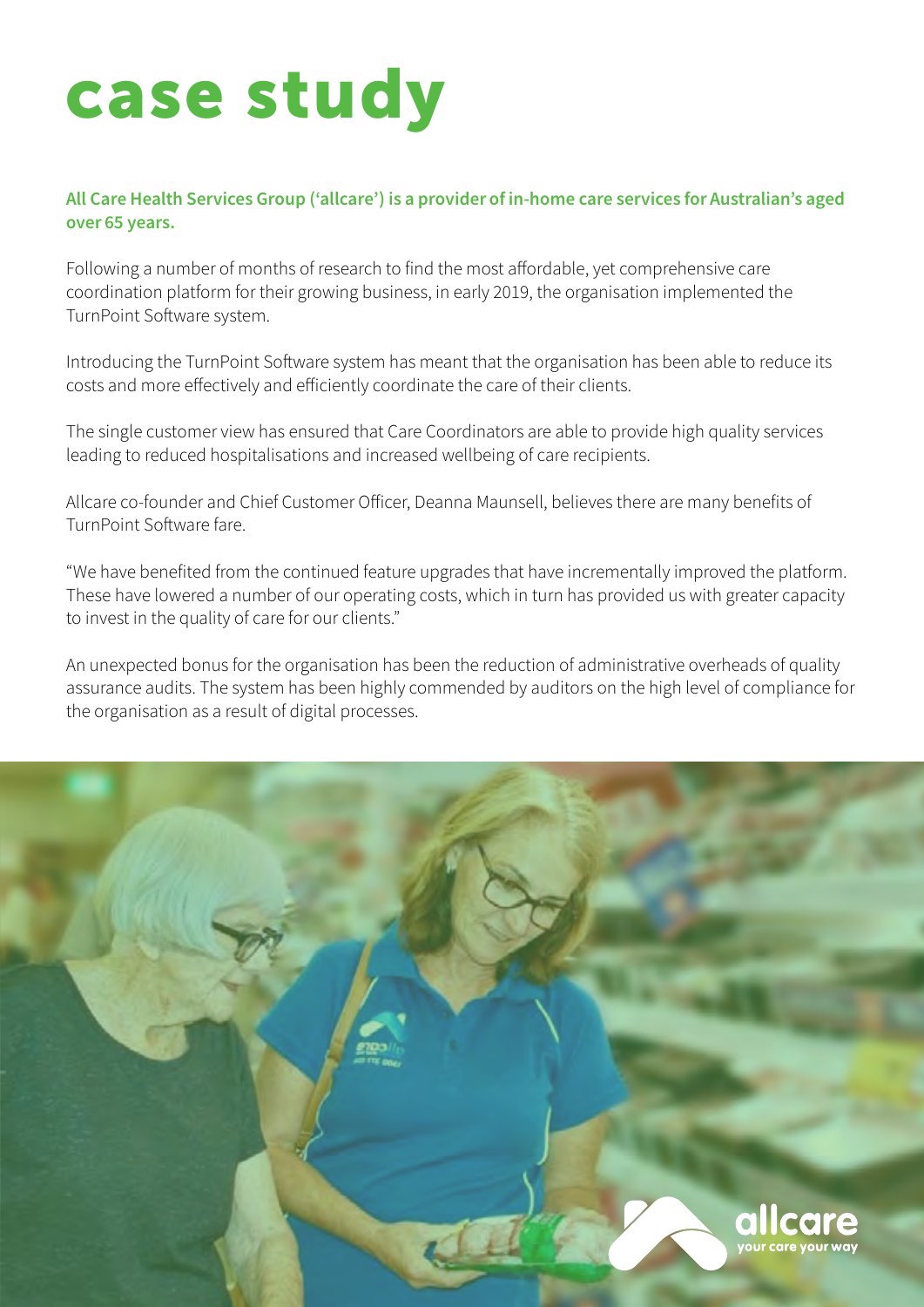# case study

**All Care Health Services Group ('allcare') is a provider of in-home care services for Australian's aged over 65 years.**

Following a number of months of research to find the most affordable, yet comprehensive care coordination platform for their growing business, in early 2019, the organisation implemented the TurnPoint Software system.

Introducing the TurnPoint Software system has meant that the organisation has been able to reduce its costs and more effectively and efficiently coordinate the care of their clients.

The single customer view has ensured that Care Coordinators are able to provide high quality services leading to reduced hospitalisations and increased wellbeing of care recipients.

Allcare co-founder and Chief Customer Officer, Deanna Maunsell, believes there are many benefits of TurnPoint Software fare.

"We have benefited from the continued feature upgrades that have incrementally improved the platform. These have lowered a number of our operating costs, which in turn has provided us with greater capacity to invest in the quality of care for our clients."

An unexpected bonus for the organisation has been the reduction of administrative overheads of quality assurance audits. The system has been highly commended by auditors on the high level of compliance for the organisation as a result of digital processes.

allcare
your care your way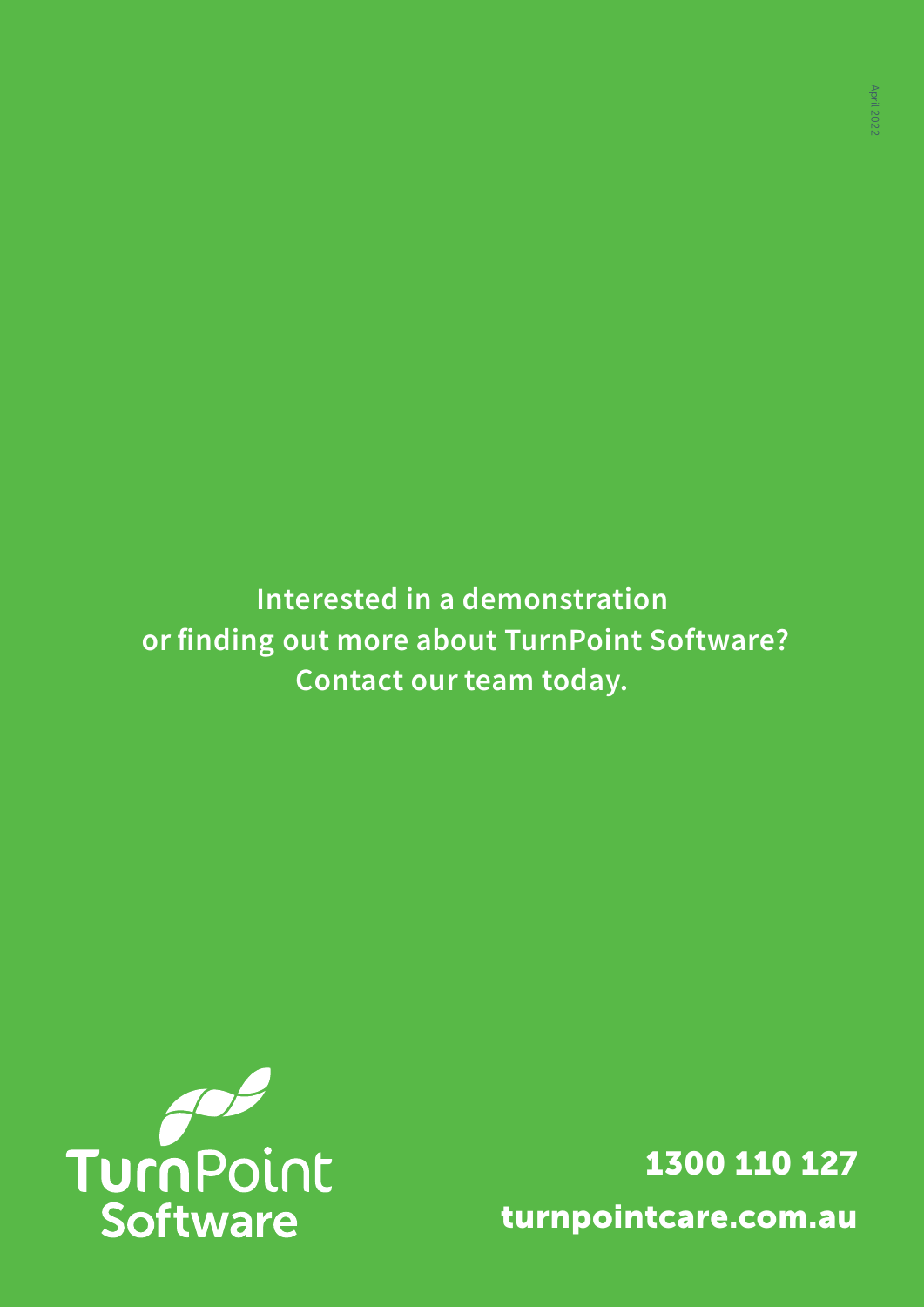April 2022

**Interested in a demonstration**
**or finding out more about TurnPoint Software?**
**Contact our team today.**

TurnPoint Software

**1300 110 127**

**turnpointcare.com.au**